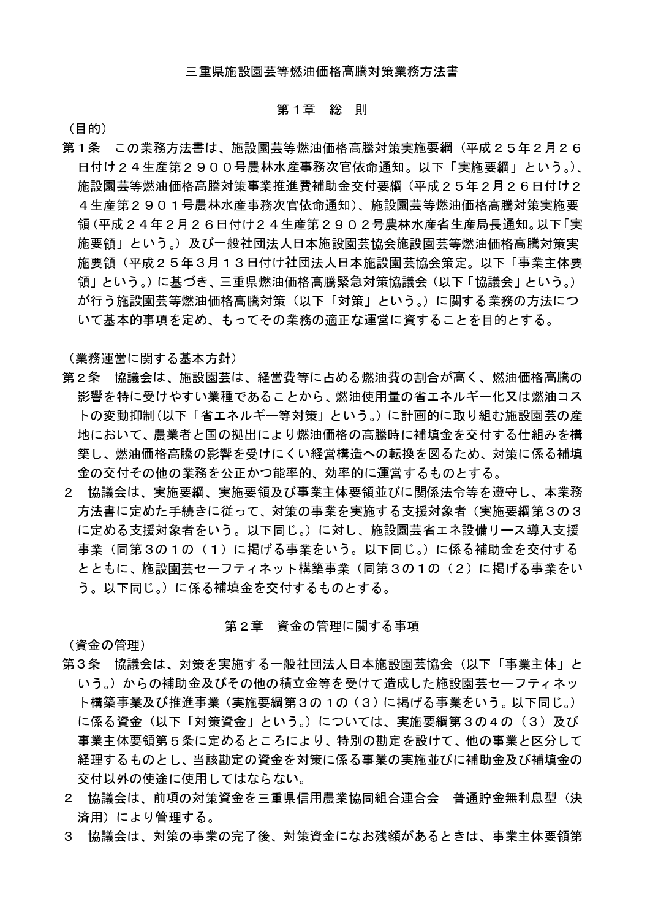# 三重県施設園芸等燃油価格高騰対策業務方法書

## 第１章　総　則

（目的）

第１条　この業務方法書は、施設園芸等燃油価格高騰対策実施要綱（平成２５年２月２６日付け２４生産第２９００号農林水産事務次官依命通知。以下「実施要綱」という。）、施設園芸等燃油価格高騰対策事業推進費補助金交付要綱（平成２５年２月２６日付け２４生産第２９０１号農林水産事務次官依命通知）、施設園芸等燃油価格高騰対策実施要領（平成２４年２月２６日付け２４生産第２９０２号農林水産省生産局長通知。以下「実施要領」という。）及び一般社団法人日本施設園芸協会施設園芸等燃油価格高騰対策実施要領（平成２５年３月１３日付け社団法人日本施設園芸協会策定。以下「事業主体要領」という。）に基づき、三重県燃油価格高騰緊急対策協議会（以下「協議会」という。）が行う施設園芸等燃油価格高騰対策（以下「対策」という。）に関する業務の方法について基本的事項を定め、もってその業務の適正な運営に資することを目的とする。

（業務運営に関する基本方針）

第２条　協議会は、施設園芸は、経営費等に占める燃油費の割合が高く、燃油価格高騰の影響を特に受けやすい業種であることから、燃油使用量の省エネルギー化又は燃油コストの変動抑制（以下「省エネルギー等対策」という。）に計画的に取り組む施設園芸の産地において、農業者と国の拠出により燃油価格の高騰時に補填金を交付する仕組みを構築し、燃油価格高騰の影響を受けにくい経営構造への転換を図るため、対策に係る補填金の交付その他の業務を公正かつ能率的、効率的に運営するものとする。

２　協議会は、実施要綱、実施要領及び事業主体要領並びに関係法令等を遵守し、本業務方法書に定めた手続きに従って、対策の事業を実施する支援対象者（実施要綱第３の３に定める支援対象者をいう。以下同じ。）に対し、施設園芸省エネ設備リース導入支援事業（同第３の１の（１）に掲げる事業をいう。以下同じ。）に係る補助金を交付するとともに、施設園芸セーフティネット構築事業（同第３の１の（２）に掲げる事業をいう。以下同じ。）に係る補填金を交付するものとする。

## 第２章　資金の管理に関する事項

（資金の管理）

第３条　協議会は、対策を実施する一般社団法人日本施設園芸協会（以下「事業主体」という。）からの補助金及びその他の積立金等を受けて造成した施設園芸セーフティネット構築事業及び推進事業（実施要綱第３の１の（３）に掲げる事業をいう。以下同じ。）に係る資金（以下「対策資金」という。）については、実施要綱第３の４の（３）及び事業主体要領第５条に定めるところにより、特別の勘定を設けて、他の事業と区分して経理するものとし、当該勘定の資金を対策に係る事業の実施並びに補助金及び補填金の交付以外の使途に使用してはならない。

２　協議会は、前項の対策資金を三重県信用農業協同組合連合会　普通貯金無利息型（決済用）により管理する。

３　協議会は、対策の事業の完了後、対策資金になお残額があるときは、事業主体要領第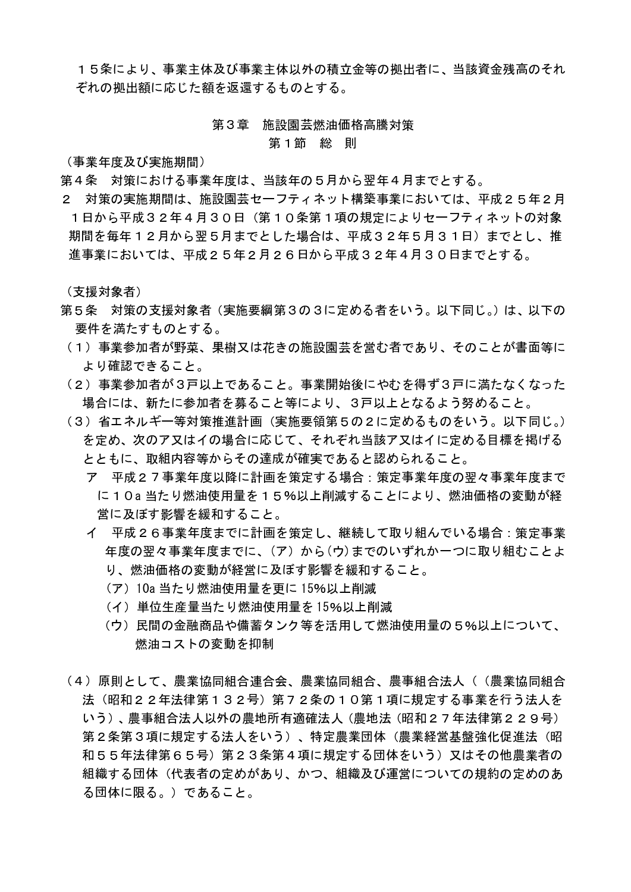１５条により、事業主体及び事業主体以外の積立金等の拠出者に、当該資金残高のそれぞれの拠出額に応じた額を返還するものとする。

## 第３章　施設園芸燃油価格高騰対策

### 第１節　総　則

（事業年度及び実施期間）

第４条　対策における事業年度は、当該年の５月から翌年４月までとする。

２　対策の実施期間は、施設園芸セーフティネット構築事業においては、平成２５年２月１日から平成３２年４月３０日（第１０条第１項の規定によりセーフティネットの対象期間を毎年１２月から翌５月までとした場合は、平成３２年５月３１日）までとし、推進事業においては、平成２５年２月２６日から平成３２年４月３０日までとする。

（支援対象者）

第５条　対策の支援対象者（実施要綱第３の３に定める者をいう。以下同じ。）は、以下の要件を満たすものとする。

（１）事業参加者が野菜、果樹又は花きの施設園芸を営む者であり、そのことが書面等により確認できること。

（２）事業参加者が３戸以上であること。事業開始後にやむを得ず３戸に満たなくなった場合には、新たに参加者を募ること等により、３戸以上となるよう努めること。

（３）省エネルギー等対策推進計画（実施要領第５の２に定めるものをいう。以下同じ。）を定め、次のア又はイの場合に応じて、それぞれ当該ア又はイに定める目標を掲げるとともに、取組内容等からその達成が確実であると認められること。

　ア　平成２７事業年度以降に計画を策定する場合：策定事業年度の翌々事業年度までに１０a 当たり燃油使用量を１５％以上削減することにより、燃油価格の変動が経営に及ぼす影響を緩和すること。

　イ　平成２６事業年度までに計画を策定し、継続して取り組んでいる場合：策定事業年度の翌々事業年度までに、（ア）から（ウ）までのいずれか一つに取り組むことより、燃油価格の変動が経営に及ぼす影響を緩和すること。

　　（ア）10a 当たり燃油使用量を更に 15%以上削減

　　（イ）単位生産量当たり燃油使用量を 15%以上削減

　　（ウ）民間の金融商品や備蓄タンク等を活用して燃油使用量の５%以上について、燃油コストの変動を抑制

（４）原則として、農業協同組合連合会、農業協同組合、農事組合法人（（農業協同組合法（昭和２２年法律第１３２号）第７２条の１０第１項に規定する事業を行う法人をいう）、農事組合法人以外の農地所有適確法人（農地法（昭和２７年法律第２２９号）第２条第３項に規定する法人をいう）、特定農業団体（農業経営基盤強化促進法（昭和５５年法律第６５号）第２３条第４項に規定する団体をいう）又はその他農業者の組織する団体（代表者の定めがあり、かつ、組織及び運営についての規約の定めのある団体に限る。）であること。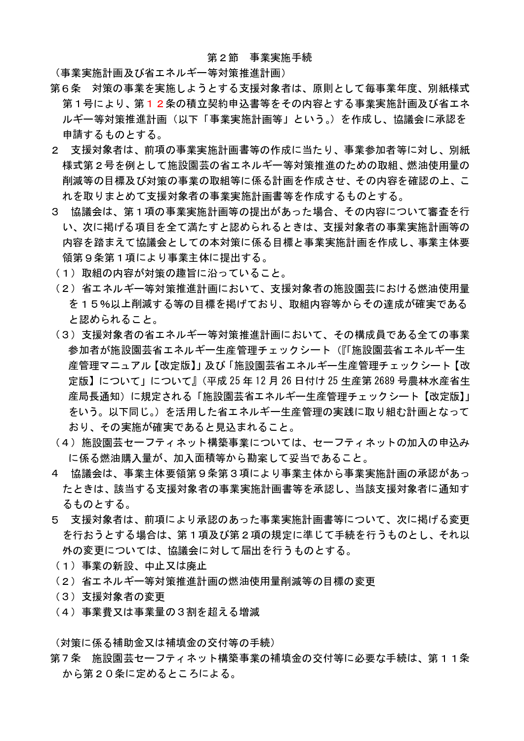## 第２節　事業実施手続

（事業実施計画及び省エネルギー等対策推進計画）

第６条　対策の事業を実施しようとする支援対象者は、原則として毎事業年度、別紙様式第１号により、第１２条の積立契約申込書等をその内容とする事業実施計画及び省エネルギー等対策推進計画（以下「事業実施計画等」という。）を作成し、協議会に承認を申請するものとする。

２　支援対象者は、前項の事業実施計画書等の作成に当たり、事業参加者等に対し、別紙様式第２号を例として施設園芸の省エネルギー等対策推進のための取組、燃油使用量の削減等の目標及び対策の事業の取組等に係る計画を作成させ、その内容を確認の上、これを取りまとめて支援対象者の事業実施計画書等を作成するものとする。

３　協議会は、第１項の事業実施計画等の提出があった場合、その内容について審査を行い、次に掲げる項目を全て満たすと認められるときは、支援対象者の事業実施計画等の内容を踏まえて協議会としての本対策に係る目標と事業実施計画を作成し、事業主体要領第９条第１項により事業主体に提出する。

（１）取組の内容が対策の趣旨に沿っていること。

（２）省エネルギー等対策推進計画において、支援対象者の施設園芸における燃油使用量を１５％以上削減する等の目標を掲げており、取組内容等からその達成が確実であると認められること。

（３）支援対象者の省エネルギー等対策推進計画において、その構成員である全ての事業参加者が施設園芸省エネルギー生産管理チェックシート（『「施設園芸省エネルギー生産管理マニュアル【改定版】」及び「施設園芸省エネルギー生産管理チェックシート【改定版】について」について』（平成 25 年 12 月 26 日付け 25 生産第 2689 号農林水産省生産局長通知）に規定される「施設園芸省エネルギー生産管理チェックシート【改定版】」をいう。以下同じ。）を活用した省エネルギー生産管理の実践に取り組む計画となっており、その実施が確実であると見込まれること。

（４）施設園芸セーフティネット構築事業については、セーフティネットの加入の申込みに係る燃油購入量が、加入面積等から勘案して妥当であること。

４　協議会は、事業主体要領第９条第３項により事業主体から事業実施計画の承認があったときは、該当する支援対象者の事業実施計画書等を承認し、当該支援対象者に通知するものとする。

５　支援対象者は、前項により承認のあった事業実施計画書等について、次に掲げる変更を行おうとする場合は、第１項及び第２項の規定に準じて手続を行うものとし、それ以外の変更については、協議会に対して届出を行うものとする。

（１）事業の新設、中止又は廃止

（２）省エネルギー等対策推進計画の燃油使用量削減等の目標の変更

（３）支援対象者の変更

（４）事業費又は事業量の３割を超える増減

（対策に係る補助金又は補填金の交付等の手続）

第７条　施設園芸セーフティネット構築事業の補填金の交付等に必要な手続は、第１１条から第２０条に定めるところによる。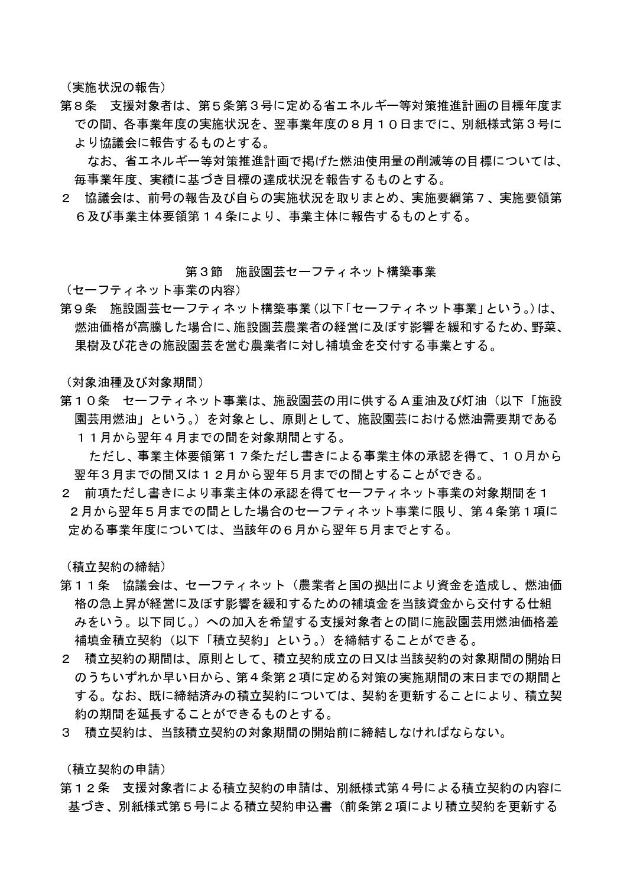（実施状況の報告）

第８条　支援対象者は、第５条第３号に定める省エネルギー等対策推進計画の目標年度までの間、各事業年度の実施状況を、翌事業年度の８月１０日までに、別紙様式第３号により協議会に報告するものとする。

　なお、省エネルギー等対策推進計画で掲げた燃油使用量の削減等の目標については、毎事業年度、実績に基づき目標の達成状況を報告するものとする。

２　協議会は、前号の報告及び自らの実施状況を取りまとめ、実施要綱第７、実施要領第６及び事業主体要領第１４条により、事業主体に報告するものとする。

## 第３節　施設園芸セーフティネット構築事業

（セーフティネット事業の内容）

第９条　施設園芸セーフティネット構築事業（以下「セーフティネット事業」という。）は、燃油価格が高騰した場合に、施設園芸農業者の経営に及ぼす影響を緩和するため、野菜、果樹及び花きの施設園芸を営む農業者に対し補填金を交付する事業とする。

（対象油種及び対象期間）

第１０条　セーフティネット事業は、施設園芸の用に供するＡ重油及び灯油（以下「施設園芸用燃油」という。）を対象とし、原則として、施設園芸における燃油需要期である１１月から翌年４月までの間を対象期間とする。

　ただし、事業主体要領第１７条ただし書きによる事業主体の承認を得て、１０月から翌年３月までの間又は１２月から翌年５月までの間とすることができる。

２　前項ただし書きにより事業主体の承認を得てセーフティネット事業の対象期間を１２月から翌年５月までの間とした場合のセーフティネット事業に限り、第４条第１項に定める事業年度については、当該年の６月から翌年５月までとする。

（積立契約の締結）

第１１条　協議会は、セーフティネット（農業者と国の拠出により資金を造成し、燃油価格の急上昇が経営に及ぼす影響を緩和するための補填金を当該資金から交付する仕組みをいう。以下同じ。）への加入を希望する支援対象者との間に施設園芸用燃油価格差補填金積立契約（以下「積立契約」という。）を締結することができる。

２　積立契約の期間は、原則として、積立契約成立の日又は当該契約の対象期間の開始日のうちいずれか早い日から、第４条第２項に定める対策の実施期間の末日までの期間とする。なお、既に締結済みの積立契約については、契約を更新することにより、積立契約の期間を延長することができるものとする。

３　積立契約は、当該積立契約の対象期間の開始前に締結しなければならない。

（積立契約の申請）

第１２条　支援対象者による積立契約の申請は、別紙様式第４号による積立契約の内容に基づき、別紙様式第５号による積立契約申込書（前条第２項により積立契約を更新する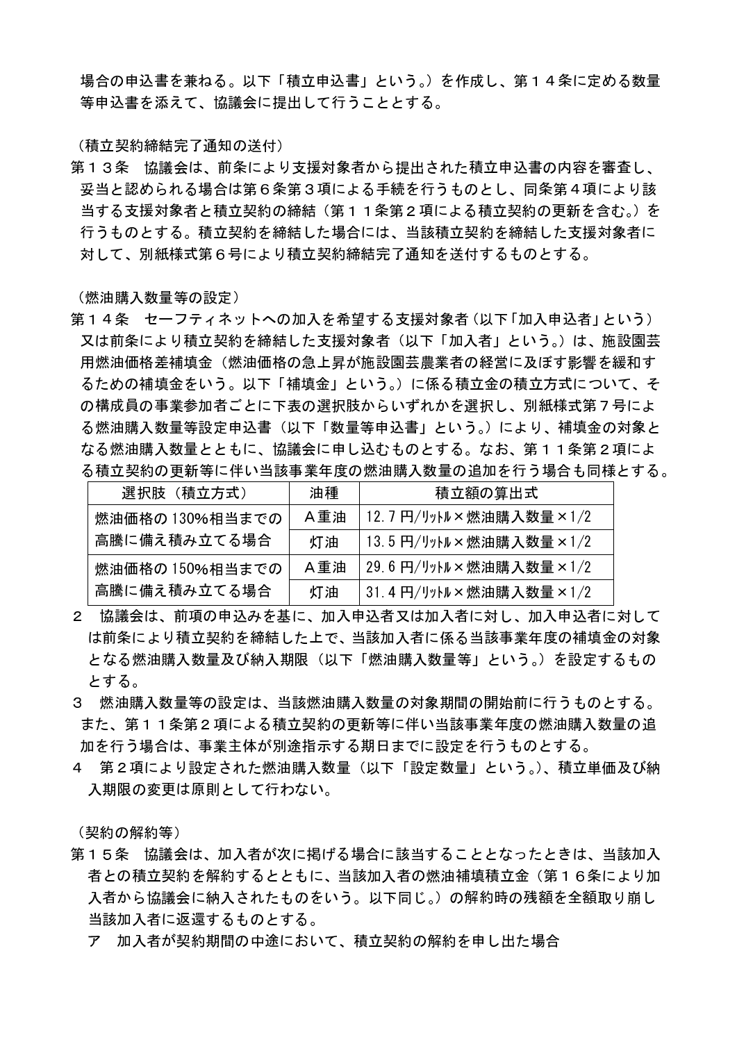場合の申込書を兼ねる。以下「積立申込書」という。）を作成し、第１４条に定める数量等申込書を添えて、協議会に提出して行うこととする。

（積立契約締結完了通知の送付）

第１３条　協議会は、前条により支援対象者から提出された積立申込書の内容を審査し、妥当と認められる場合は第６条第３項による手続を行うものとし、同条第４項により該当する支援対象者と積立契約の締結（第１１条第２項による積立契約の更新を含む。）を行うものとする。積立契約を締結した場合には、当該積立契約を締結した支援対象者に対して、別紙様式第６号により積立契約締結完了通知を送付するものとする。

（燃油購入数量等の設定）

第１４条　セーフティネットへの加入を希望する支援対象者（以下「加入申込者」という）又は前条により積立契約を締結した支援対象者（以下「加入者」という。）は、施設園芸用燃油価格差補填金（燃油価格の急上昇が施設園芸農業者の経営に及ぼす影響を緩和するための補填金をいう。以下「補填金」という。）に係る積立金の積立方式について、その構成員の事業参加者ごとに下表の選択肢からいずれかを選択し、別紙様式第７号による燃油購入数量等設定申込書（以下「数量等申込書」という。）により、補填金の対象となる燃油購入数量とともに、協議会に申し込むものとする。なお、第１１条第２項による積立契約の更新等に伴い当該事業年度の燃油購入数量の追加を行う場合も同様とする。

| 選択肢（積立方式） | 油種 | 積立額の算出式 |
|---|---|---|
| 燃油価格の130%相当までの高騰に備え積み立てる場合 | Ａ重油 | 12.7 円/ﾘｯﾄﾙ×燃油購入数量×1/2 |
| | 灯油 | 13.5 円/ﾘｯﾄﾙ×燃油購入数量×1/2 |
| 燃油価格の150%相当までの高騰に備え積み立てる場合 | Ａ重油 | 29.6 円/ﾘｯﾄﾙ×燃油購入数量×1/2 |
| | 灯油 | 31.4 円/ﾘｯﾄﾙ×燃油購入数量×1/2 |

２　協議会は、前項の申込みを基に、加入申込者又は加入者に対し、加入申込者に対しては前条により積立契約を締結した上で、当該加入者に係る当該事業年度の補填金の対象となる燃油購入数量及び納入期限（以下「燃油購入数量等」という。）を設定するものとする。

３　燃油購入数量等の設定は、当該燃油購入数量の対象期間の開始前に行うものとする。また、第１１条第２項による積立契約の更新等に伴い当該事業年度の燃油購入数量の追加を行う場合は、事業主体が別途指示する期日までに設定を行うものとする。

４　第２項により設定された燃油購入数量（以下「設定数量」という。）、積立単価及び納入期限の変更は原則として行わない。

（契約の解約等）

第１５条　協議会は、加入者が次に掲げる場合に該当することとなったときは、当該加入者との積立契約を解約するとともに、当該加入者の燃油補填積立金（第１６条により加入者から協議会に納入されたものをいう。以下同じ。）の解約時の残額を全額取り崩し当該加入者に返還するものとする。

ア　加入者が契約期間の中途において、積立契約の解約を申し出た場合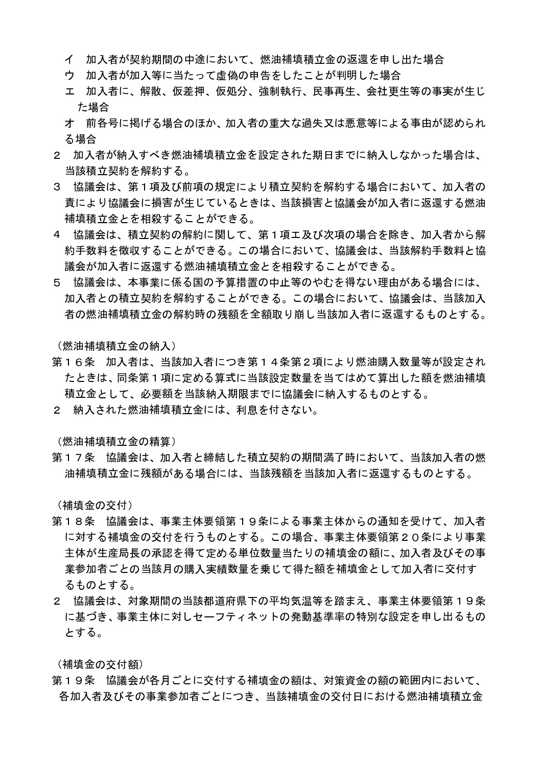イ　加入者が契約期間の中途において、燃油補填積立金の返還を申し出た場合

ウ　加入者が加入等に当たって虚偽の申告をしたことが判明した場合

エ　加入者に、解散、仮差押、仮処分、強制執行、民事再生、会社更生等の事実が生じた場合

オ　前各号に掲げる場合のほか、加入者の重大な過失又は悪意等による事由が認められる場合

２　加入者が納入すべき燃油補填積立金を設定された期日までに納入しなかった場合は、当該積立契約を解約する。

３　協議会は、第１項及び前項の規定により積立契約を解約する場合において、加入者の責により協議会に損害が生じているときは、当該損害と協議会が加入者に返還する燃油補填積立金とを相殺することができる。

４　協議会は、積立契約の解約に関して、第１項エ及び次項の場合を除き、加入者から解約手数料を徴収することができる。この場合において、協議会は、当該解約手数料と協議会が加入者に返還する燃油補填積立金とを相殺することができる。

５　協議会は、本事業に係る国の予算措置の中止等のやむを得ない理由がある場合には、加入者との積立契約を解約することができる。この場合において、協議会は、当該加入者の燃油補填積立金の解約時の残額を全額取り崩し当該加入者に返還するものとする。

（燃油補填積立金の納入）

第１６条　加入者は、当該加入者につき第１４条第２項により燃油購入数量等が設定されたときは、同条第１項に定める算式に当該設定数量を当てはめて算出した額を燃油補填積立金として、必要額を当該納入期限までに協議会に納入するものとする。

２　納入された燃油補填積立金には、利息を付さない。

（燃油補填積立金の精算）

第１７条　協議会は、加入者と締結した積立契約の期間満了時において、当該加入者の燃油補填積立金に残額がある場合には、当該残額を当該加入者に返還するものとする。

（補填金の交付）

第１８条　協議会は、事業主体要領第１９条による事業主体からの通知を受けて、加入者に対する補填金の交付を行うものとする。この場合、事業主体要領第２０条により事業主体が生産局長の承認を得て定める単位数量当たりの補填金の額に、加入者及びその事業参加者ごとの当該月の購入実績数量を乗じて得た額を補填金として加入者に交付するものとする。

２　協議会は、対象期間の当該都道府県下の平均気温等を踏まえ、事業主体要領第１９条に基づき、事業主体に対しセーフティネットの発動基準率の特別な設定を申し出るものとする。

（補填金の交付額）

第１９条　協議会が各月ごとに交付する補填金の額は、対策資金の額の範囲内において、各加入者及びその事業参加者ごとにつき、当該補填金の交付日における燃油補填積立金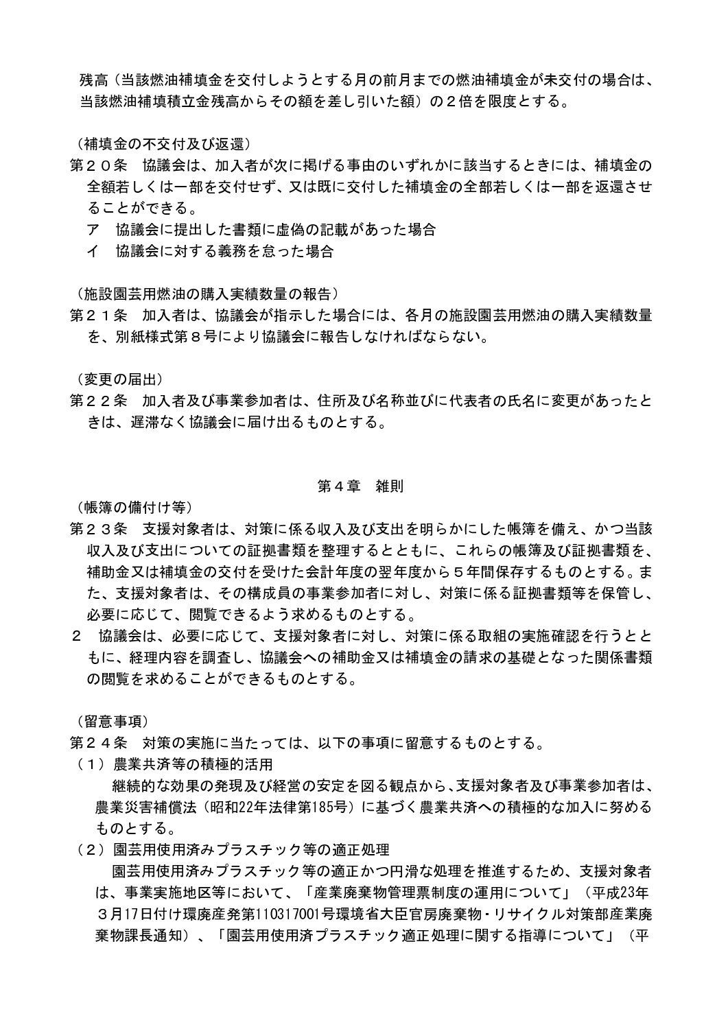残高（当該燃油補填金を交付しようとする月の前月までの燃油補填金が未交付の場合は、当該燃油補填積立金残高からその額を差し引いた額）の２倍を限度とする。

（補填金の不交付及び返還）

第２０条　協議会は、加入者が次に掲げる事由のいずれかに該当するときには、補填金の全額若しくは一部を交付せず、又は既に交付した補填金の全部若しくは一部を返還させることができる。

ア　協議会に提出した書類に虚偽の記載があった場合

イ　協議会に対する義務を怠った場合

（施設園芸用燃油の購入実績数量の報告）

第２１条　加入者は、協議会が指示した場合には、各月の施設園芸用燃油の購入実績数量を、別紙様式第８号により協議会に報告しなければならない。

（変更の届出）

第２２条　加入者及び事業参加者は、住所及び名称並びに代表者の氏名に変更があったときは、遅滞なく協議会に届け出るものとする。

## 第４章　雑則

（帳簿の備付け等）

第２３条　支援対象者は、対策に係る収入及び支出を明らかにした帳簿を備え、かつ当該収入及び支出についての証拠書類を整理するとともに、これらの帳簿及び証拠書類を、補助金又は補填金の交付を受けた会計年度の翌年度から５年間保存するものとする。また、支援対象者は、その構成員の事業参加者に対し、対策に係る証拠書類等を保管し、必要に応じて、閲覧できるよう求めるものとする。

２　協議会は、必要に応じて、支援対象者に対し、対策に係る取組の実施確認を行うとともに、経理内容を調査し、協議会への補助金又は補填金の請求の基礎となった関係書類の閲覧を求めることができるものとする。

（留意事項）

第２４条　対策の実施に当たっては、以下の事項に留意するものとする。

（１）農業共済等の積極的活用

継続的な効果の発現及び経営の安定を図る観点から、支援対象者及び事業参加者は、農業災害補償法（昭和22年法律第185号）に基づく農業共済への積極的な加入に努めるものとする。

（２）園芸用使用済みプラスチック等の適正処理

園芸用使用済みプラスチック等の適正かつ円滑な処理を推進するため、支援対象者は、事業実施地区等において、「産業廃棄物管理票制度の運用について」（平成23年３月17日付け環廃産発第110317001号環境省大臣官房廃棄物・リサイクル対策部産業廃棄物課長通知）、「園芸用使用済プラスチック適正処理に関する指導について」（平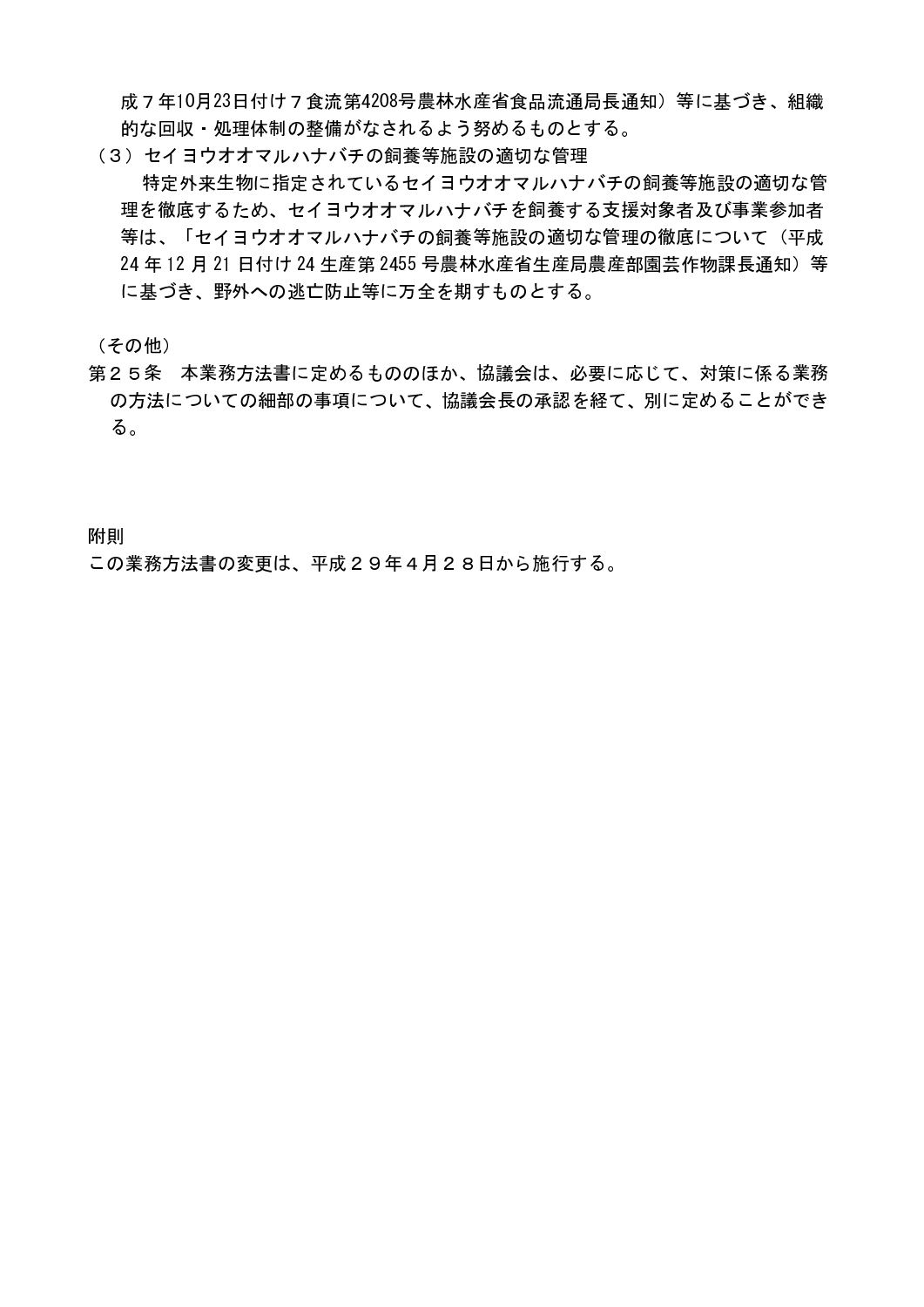成７年10月23日付け７食流第4208号農林水産省食品流通局長通知）等に基づき、組織的な回収・処理体制の整備がなされるよう努めるものとする。

（３）セイヨウオオマルハナバチの飼養等施設の適切な管理

特定外来生物に指定されているセイヨウオオマルハナバチの飼養等施設の適切な管理を徹底するため、セイヨウオオマルハナバチを飼養する支援対象者及び事業参加者等は、「セイヨウオオマルハナバチの飼養等施設の適切な管理の徹底について（平成24 年 12 月 21 日付け 24 生産第 2455 号農林水産省生産局農産部園芸作物課長通知）等に基づき、野外への逃亡防止等に万全を期すものとする。

（その他）

第２５条　本業務方法書に定めるもののほか、協議会は、必要に応じて、対策に係る業務の方法についての細部の事項について、協議会長の承認を経て、別に定めることができる。

附則

この業務方法書の変更は、平成２９年４月２８日から施行する。